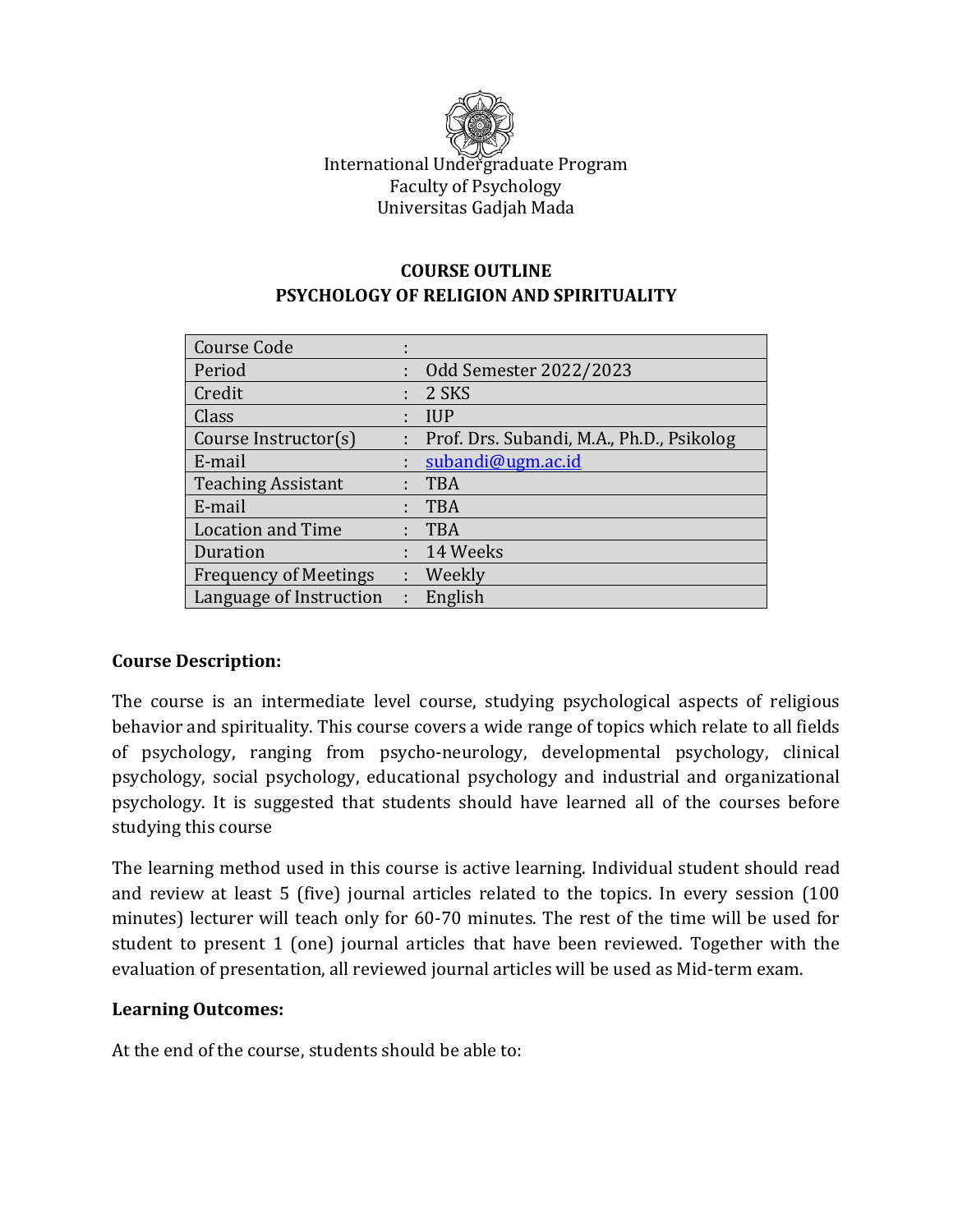International Undergraduate Program
Faculty of Psychology
Universitas Gadjah Mada

# COURSE OUTLINE
# PSYCHOLOGY OF RELIGION AND SPIRITUALITY

| Course Code | : | |
|---|---|---|
| Period | : | Odd Semester 2022/2023 |
| Credit | : | 2 SKS |
| Class | : | IUP |
| Course Instructor(s) | : | Prof. Drs. Subandi, M.A., Ph.D., Psikolog |
| E-mail | : | subandi@ugm.ac.id |
| Teaching Assistant | : | TBA |
| E-mail | : | TBA |
| Location and Time | : | TBA |
| Duration | : | 14 Weeks |
| Frequency of Meetings | : | Weekly |
| Language of Instruction | : | English |

**Course Description:**

The course is an intermediate level course, studying psychological aspects of religious behavior and spirituality. This course covers a wide range of topics which relate to all fields of psychology, ranging from psycho-neurology, developmental psychology, clinical psychology, social psychology, educational psychology and industrial and organizational psychology. It is suggested that students should have learned all of the courses before studying this course

The learning method used in this course is active learning. Individual student should read and review at least 5 (five) journal articles related to the topics. In every session (100 minutes) lecturer will teach only for 60-70 minutes. The rest of the time will be used for student to present 1 (one) journal articles that have been reviewed. Together with the evaluation of presentation, all reviewed journal articles will be used as Mid-term exam.

**Learning Outcomes:**

At the end of the course, students should be able to: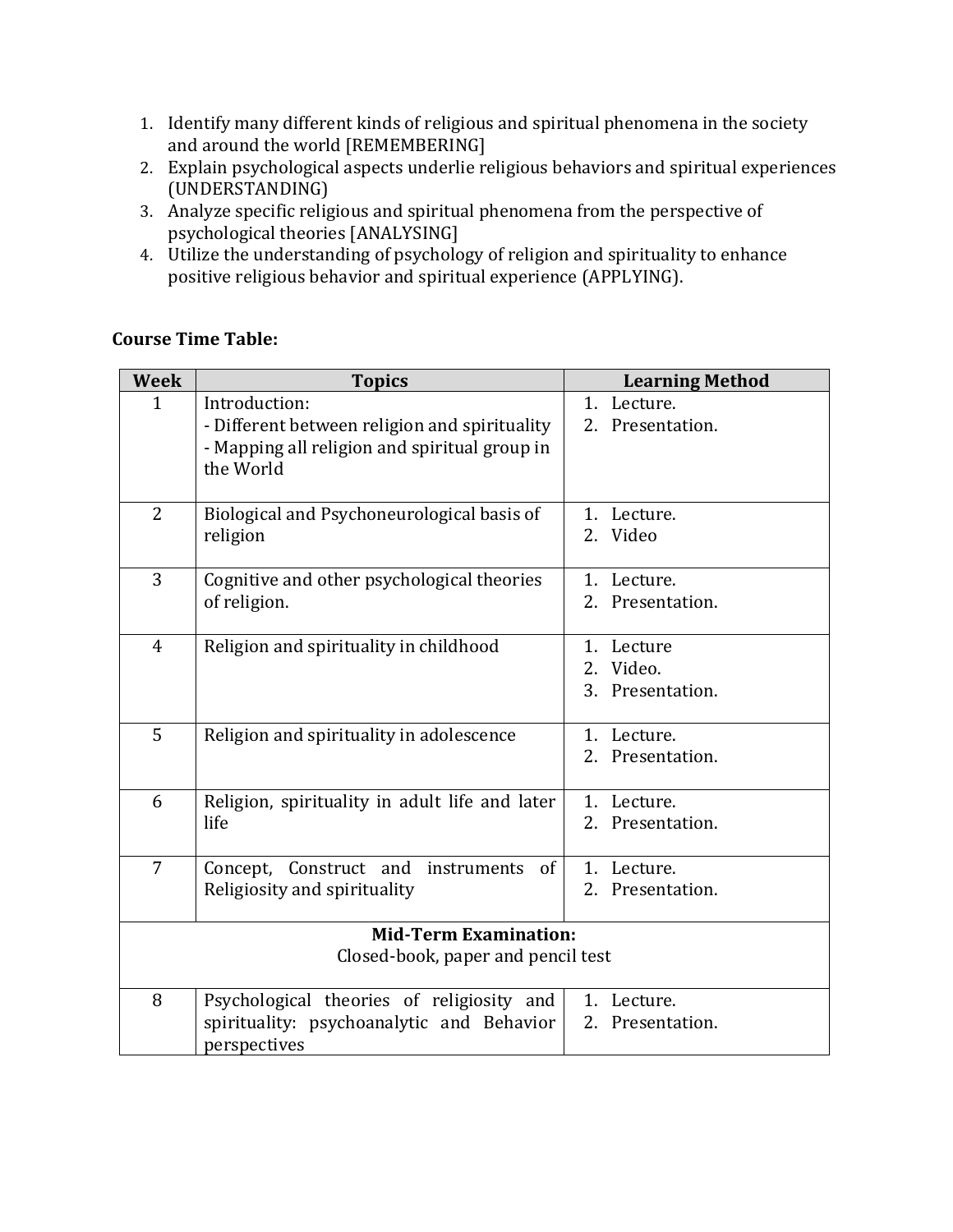1. Identify many different kinds of religious and spiritual phenomena in the society and around the world [REMEMBERING]
2. Explain psychological aspects underlie religious behaviors and spiritual experiences (UNDERSTANDING)
3. Analyze specific religious and spiritual phenomena from the perspective of psychological theories [ANALYSING]
4. Utilize the understanding of psychology of religion and spirituality to enhance positive religious behavior and spiritual experience (APPLYING).

**Course Time Table:**

| Week | Topics | Learning Method |
|---|---|---|
| 1 | Introduction:<br>- Different between religion and spirituality<br>- Mapping all religion and spiritual group in the World | 1. Lecture.<br>2. Presentation. |
| 2 | Biological and Psychoneurological basis of religion | 1. Lecture.<br>2. Video |
| 3 | Cognitive and other psychological theories of religion. | 1. Lecture.<br>2. Presentation. |
| 4 | Religion and spirituality in childhood | 1. Lecture<br>2. Video.<br>3. Presentation. |
| 5 | Religion and spirituality in adolescence | 1. Lecture.<br>2. Presentation. |
| 6 | Religion, spirituality in adult life and later life | 1. Lecture.<br>2. Presentation. |
| 7 | Concept, Construct and instruments of Religiosity and spirituality | 1. Lecture.<br>2. Presentation. |
| **Mid-Term Examination:**<br>Closed-book, paper and pencil test | | |
| 8 | Psychological theories of religiosity and spirituality: psychoanalytic and Behavior perspectives | 1. Lecture.<br>2. Presentation. |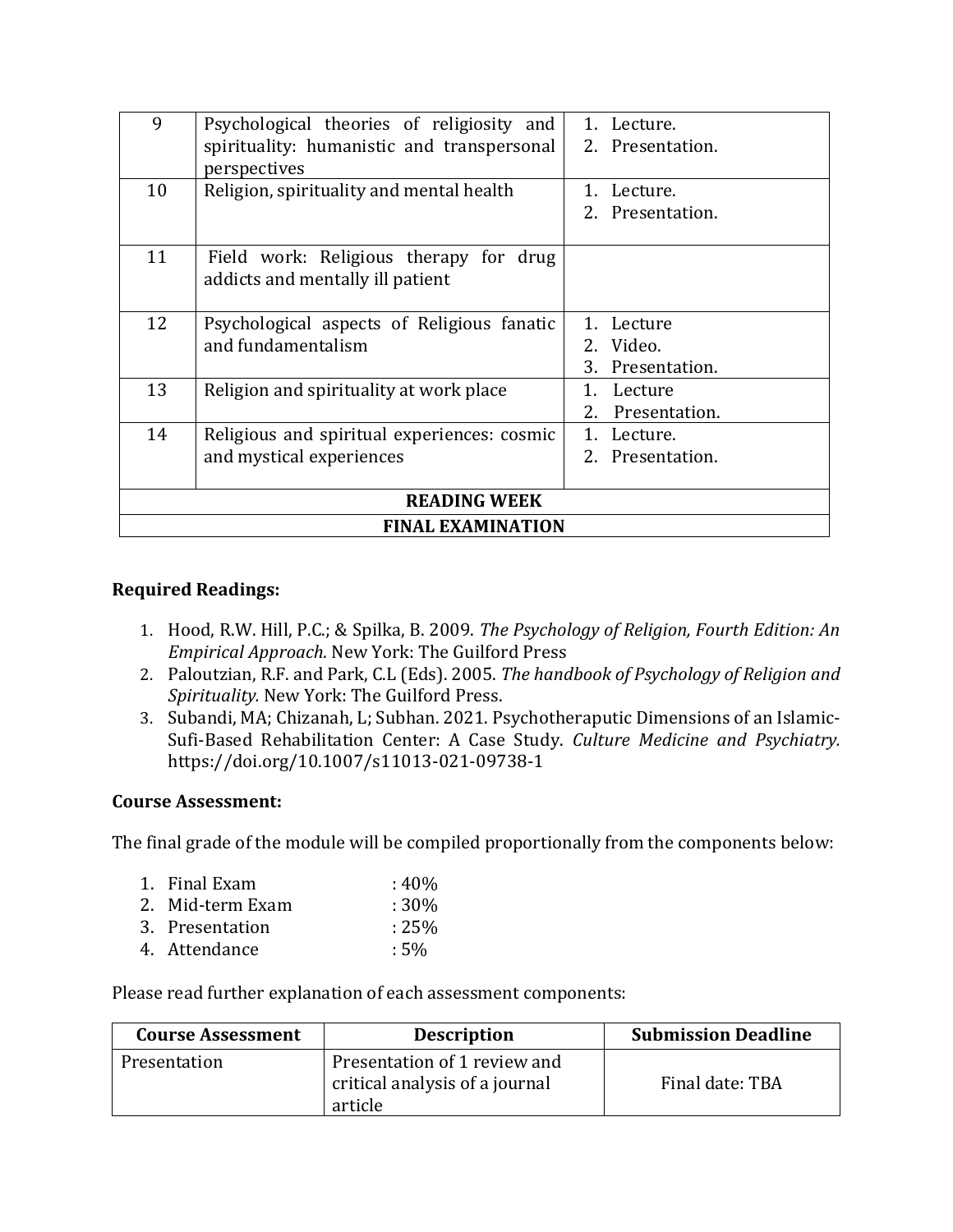| | | |
|---|---|---|
| 9 | Psychological theories of religiosity and spirituality: humanistic and transpersonal perspectives | 1. Lecture.<br>2. Presentation. |
| 10 | Religion, spirituality and mental health | 1. Lecture.<br>2. Presentation. |
| 11 | Field work: Religious therapy for drug addicts and mentally ill patient | |
| 12 | Psychological aspects of Religious fanatic and fundamentalism | 1. Lecture<br>2. Video.<br>3. Presentation. |
| 13 | Religion and spirituality at work place | 1. Lecture<br>2. Presentation. |
| 14 | Religious and spiritual experiences: cosmic and mystical experiences | 1. Lecture.<br>2. Presentation. |
| **READING WEEK** | | |
| **FINAL EXAMINATION** | | |

**Required Readings:**

1. Hood, R.W. Hill, P.C.; & Spilka, B. 2009. *The Psychology of Religion, Fourth Edition: An Empirical Approach.* New York: The Guilford Press
2. Paloutzian, R.F. and Park, C.L (Eds). 2005. *The handbook of Psychology of Religion and Spirituality.* New York: The Guilford Press.
3. Subandi, MA; Chizanah, L; Subhan. 2021. Psychotheraputic Dimensions of an Islamic-Sufi-Based Rehabilitation Center: A Case Study. *Culture Medicine and Psychiatry.* https://doi.org/10.1007/s11013-021-09738-1

**Course Assessment:**

The final grade of the module will be compiled proportionally from the components below:

1. Final Exam : 40%
2. Mid-term Exam : 30%
3. Presentation : 25%
4. Attendance : 5%

Please read further explanation of each assessment components:

| Course Assessment | Description | Submission Deadline |
|---|---|---|
| Presentation | Presentation of 1 review and critical analysis of a journal article | Final date: TBA |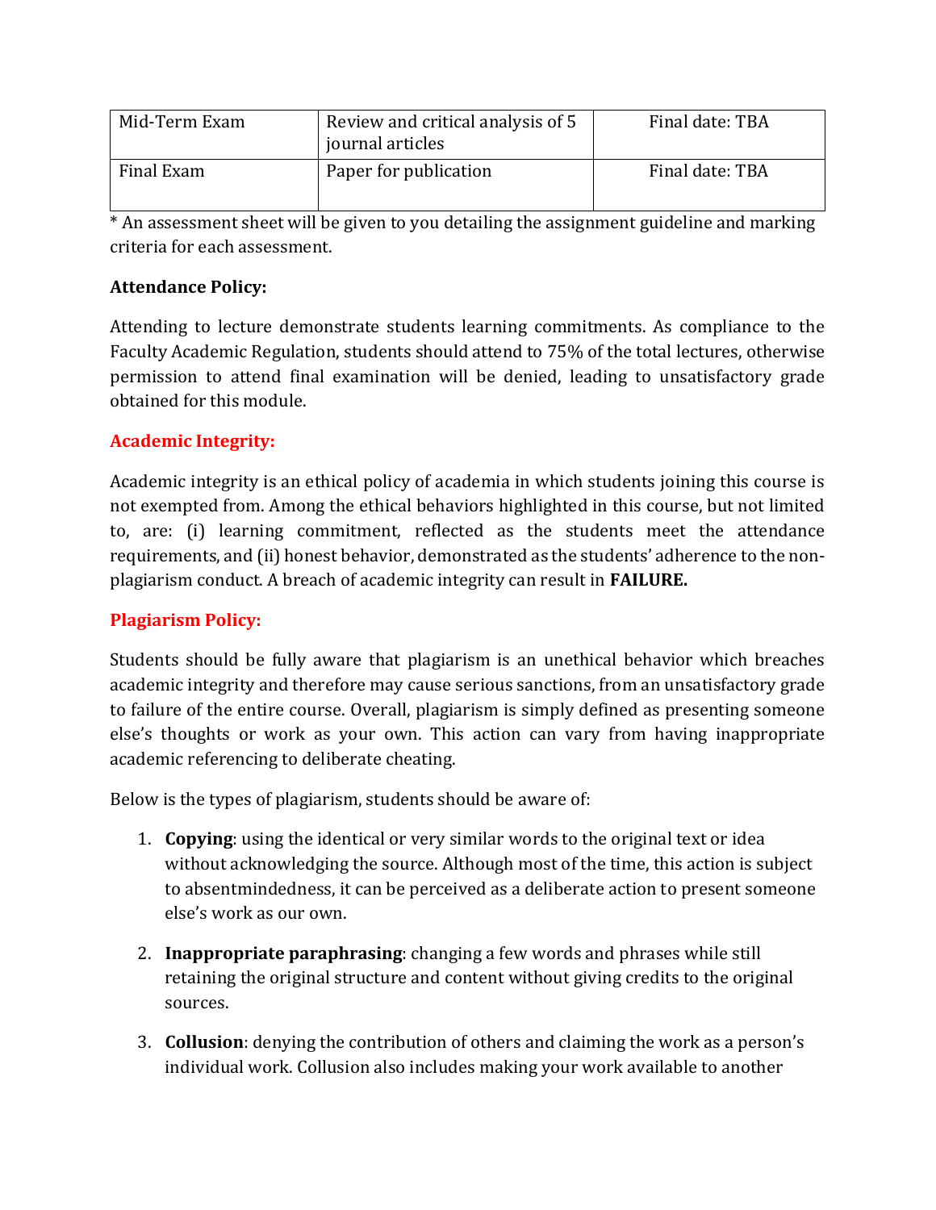| | | |
|---|---|---|
| Mid-Term Exam | Review and critical analysis of 5 journal articles | Final date: TBA |
| Final Exam | Paper for publication | Final date: TBA |

* An assessment sheet will be given to you detailing the assignment guideline and marking criteria for each assessment.

**Attendance Policy:**

Attending to lecture demonstrate students learning commitments. As compliance to the Faculty Academic Regulation, students should attend to 75% of the total lectures, otherwise permission to attend final examination will be denied, leading to unsatisfactory grade obtained for this module.

**Academic Integrity:**

Academic integrity is an ethical policy of academia in which students joining this course is not exempted from. Among the ethical behaviors highlighted in this course, but not limited to, are: (i) learning commitment, reflected as the students meet the attendance requirements, and (ii) honest behavior, demonstrated as the students' adherence to the non-plagiarism conduct. A breach of academic integrity can result in **FAILURE.**

**Plagiarism Policy:**

Students should be fully aware that plagiarism is an unethical behavior which breaches academic integrity and therefore may cause serious sanctions, from an unsatisfactory grade to failure of the entire course. Overall, plagiarism is simply defined as presenting someone else's thoughts or work as your own. This action can vary from having inappropriate academic referencing to deliberate cheating.

Below is the types of plagiarism, students should be aware of:

1. **Copying**: using the identical or very similar words to the original text or idea without acknowledging the source. Although most of the time, this action is subject to absentmindedness, it can be perceived as a deliberate action to present someone else's work as our own.

2. **Inappropriate paraphrasing**: changing a few words and phrases while still retaining the original structure and content without giving credits to the original sources.

3. **Collusion**: denying the contribution of others and claiming the work as a person's individual work. Collusion also includes making your work available to another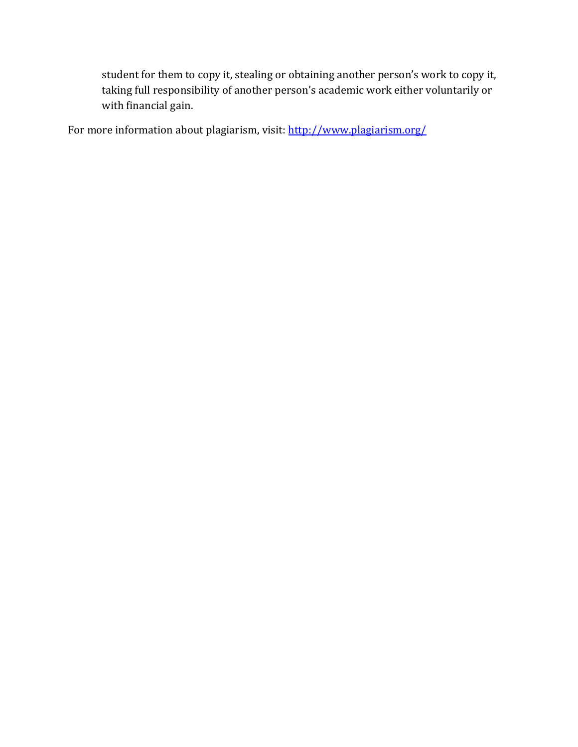student for them to copy it, stealing or obtaining another person's work to copy it, taking full responsibility of another person's academic work either voluntarily or with financial gain.

For more information about plagiarism, visit: http://www.plagiarism.org/